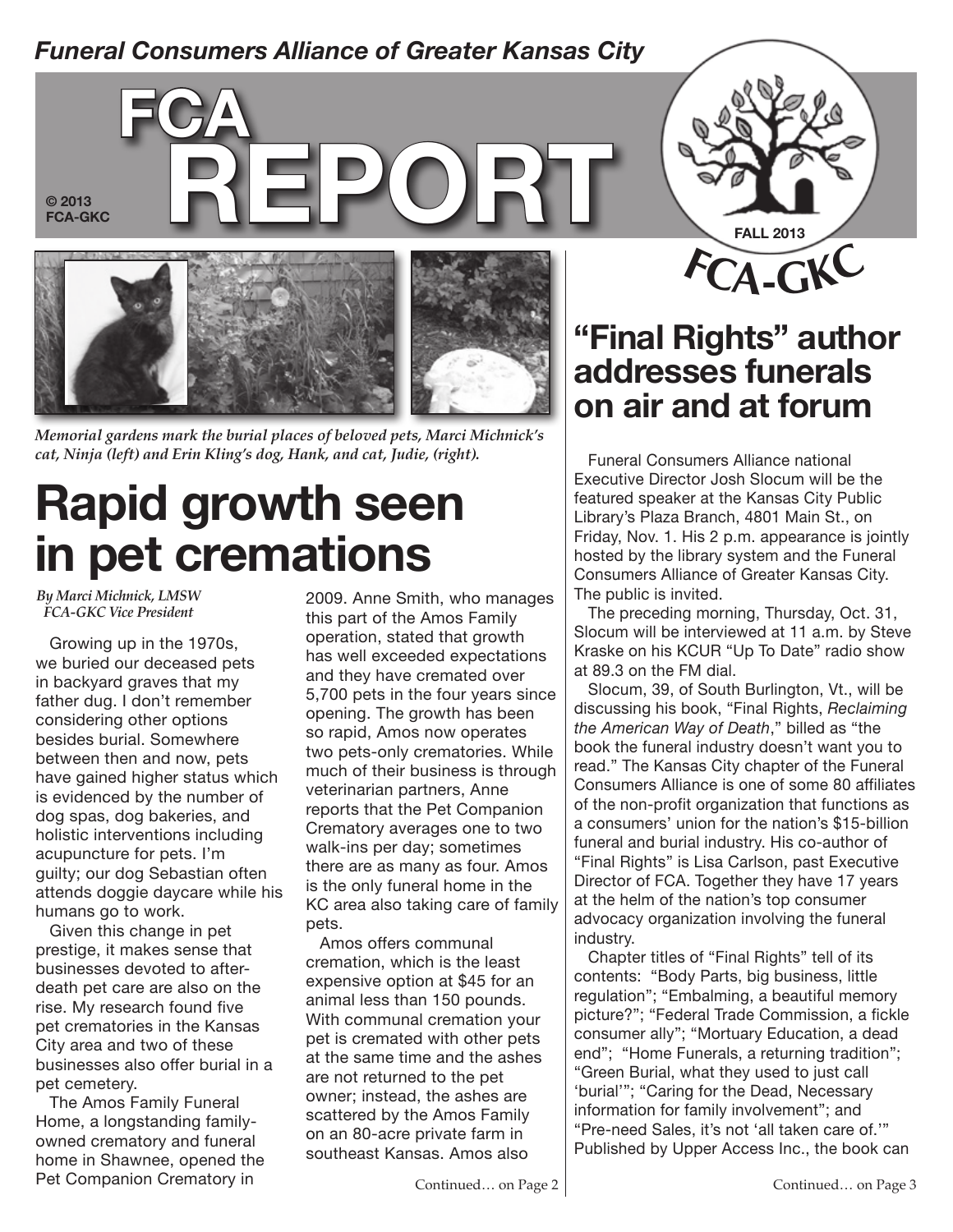*Funeral Consumers Alliance of Greater Kansas City*

# FCA REPORT

© 2013 FCA-GKC

FALL 2013

FCA-GKC

*Memorial gardens mark the burial places of beloved pets, Marci Michnick's cat, Ninja (left) and Erin Kling's dog, Hank, and cat, Judie, (right).*

# Rapid growth seen in pet cremations

*By Marci Michnick, LMSW*
*FCA-GKC Vice President*

Growing up in the 1970s, we buried our deceased pets in backyard graves that my father dug. I don't remember considering other options besides burial. Somewhere between then and now, pets have gained higher status which is evidenced by the number of dog spas, dog bakeries, and holistic interventions including acupuncture for pets. I'm guilty; our dog Sebastian often attends doggie daycare while his humans go to work.

Given this change in pet prestige, it makes sense that businesses devoted to after-death pet care are also on the rise. My research found five pet crematories in the Kansas City area and two of these businesses also offer burial in a pet cemetery.

The Amos Family Funeral Home, a longstanding family-owned crematory and funeral home in Shawnee, opened the Pet Companion Crematory in 2009. Anne Smith, who manages this part of the Amos Family operation, stated that growth has well exceeded expectations and they have cremated over 5,700 pets in the four years since opening. The growth has been so rapid, Amos now operates two pets-only crematories. While much of their business is through veterinarian partners, Anne reports that the Pet Companion Crematory averages one to two walk-ins per day; sometimes there are as many as four. Amos is the only funeral home in the KC area also taking care of family pets.

Amos offers communal cremation, which is the least expensive option at $45 for an animal less than 150 pounds. With communal cremation your pet is cremated with other pets at the same time and the ashes are not returned to the pet owner; instead, the ashes are scattered by the Amos Family on an 80-acre private farm in southeast Kansas. Amos also

Continued… on Page 2

## "Final Rights" author addresses funerals on air and at forum

Funeral Consumers Alliance national Executive Director Josh Slocum will be the featured speaker at the Kansas City Public Library's Plaza Branch, 4801 Main St., on Friday, Nov. 1. His 2 p.m. appearance is jointly hosted by the library system and the Funeral Consumers Alliance of Greater Kansas City. The public is invited.

The preceding morning, Thursday, Oct. 31, Slocum will be interviewed at 11 a.m. by Steve Kraske on his KCUR "Up To Date" radio show at 89.3 on the FM dial.

Slocum, 39, of South Burlington, Vt., will be discussing his book, "Final Rights, *Reclaiming the American Way of Death*," billed as "the book the funeral industry doesn't want you to read." The Kansas City chapter of the Funeral Consumers Alliance is one of some 80 affiliates of the non-profit organization that functions as a consumers' union for the nation's $15-billion funeral and burial industry. His co-author of "Final Rights" is Lisa Carlson, past Executive Director of FCA. Together they have 17 years at the helm of the nation's top consumer advocacy organization involving the funeral industry.

Chapter titles of "Final Rights" tell of its contents: "Body Parts, big business, little regulation"; "Embalming, a beautiful memory picture?"; "Federal Trade Commission, a fickle consumer ally"; "Mortuary Education, a dead end"; "Home Funerals, a returning tradition"; "Green Burial, what they used to just call 'burial'"; "Caring for the Dead, Necessary information for family involvement"; and "Pre-need Sales, it's not 'all taken care of.'" Published by Upper Access Inc., the book can

Continued… on Page 3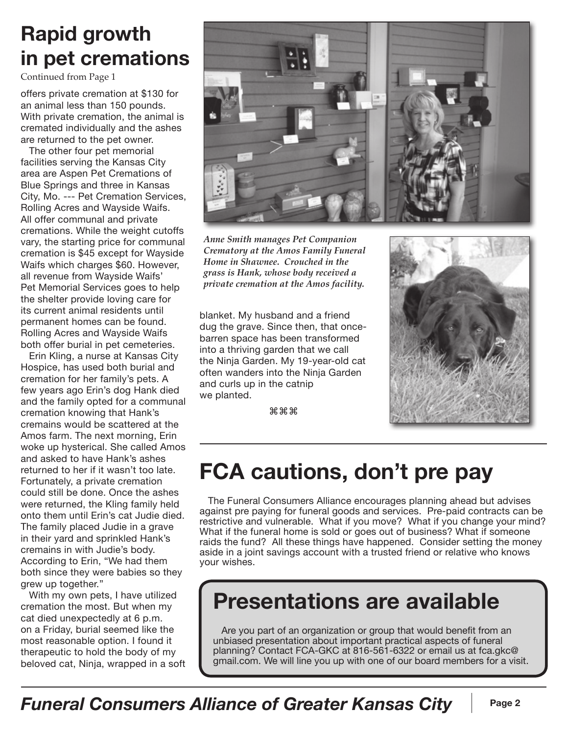# Rapid growth in pet cremations

Continued from Page 1

offers private cremation at $130 for an animal less than 150 pounds. With private cremation, the animal is cremated individually and the ashes are returned to the pet owner.

The other four pet memorial facilities serving the Kansas City area are Aspen Pet Cremations of Blue Springs and three in Kansas City, Mo. --- Pet Cremation Services, Rolling Acres and Wayside Waifs. All offer communal and private cremations. While the weight cutoffs vary, the starting price for communal cremation is $45 except for Wayside Waifs which charges $60. However, all revenue from Wayside Waifs' Pet Memorial Services goes to help the shelter provide loving care for its current animal residents until permanent homes can be found. Rolling Acres and Wayside Waifs both offer burial in pet cemeteries.

Erin Kling, a nurse at Kansas City Hospice, has used both burial and cremation for her family's pets. A few years ago Erin's dog Hank died and the family opted for a communal cremation knowing that Hank's cremains would be scattered at the Amos farm. The next morning, Erin woke up hysterical. She called Amos and asked to have Hank's ashes returned to her if it wasn't too late. Fortunately, a private cremation could still be done. Once the ashes were returned, the Kling family held onto them until Erin's cat Judie died. The family placed Judie in a grave in their yard and sprinkled Hank's cremains in with Judie's body. According to Erin, "We had them both since they were babies so they grew up together."

With my own pets, I have utilized cremation the most. But when my cat died unexpectedly at 6 p.m. on a Friday, burial seemed like the most reasonable option. I found it therapeutic to hold the body of my beloved cat, Ninja, wrapped in a soft blanket. My husband and a friend dug the grave. Since then, that once-barren space has been transformed into a thriving garden that we call the Ninja Garden. My 19-year-old cat often wanders into the Ninja Garden and curls up in the catnip we planted.

⌘⌘⌘

*Anne Smith manages Pet Companion Crematory at the Amos Family Funeral Home in Shawnee. Crouched in the grass is Hank, whose body received a private cremation at the Amos facility.*

# FCA cautions, don't pre pay

The Funeral Consumers Alliance encourages planning ahead but advises against pre paying for funeral goods and services. Pre-paid contracts can be restrictive and vulnerable. What if you move? What if you change your mind? What if the funeral home is sold or goes out of business? What if someone raids the fund? All these things have happened. Consider setting the money aside in a joint savings account with a trusted friend or relative who knows your wishes.

# Presentations are available

Are you part of an organization or group that would benefit from an unbiased presentation about important practical aspects of funeral planning? Contact FCA-GKC at 816-561-6322 or email us at fca.gkc@gmail.com. We will line you up with one of our board members for a visit.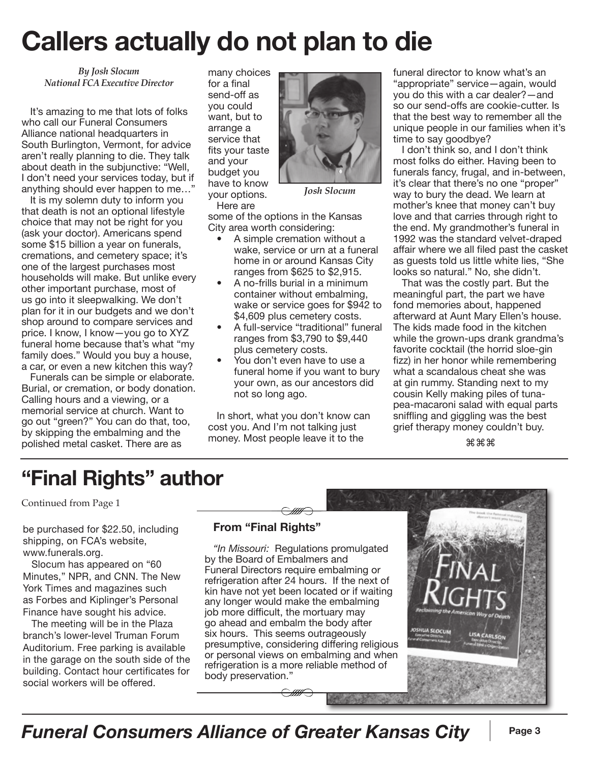# Callers actually do not plan to die

*By Josh Slocum*
*National FCA Executive Director*

It's amazing to me that lots of folks who call our Funeral Consumers Alliance national headquarters in South Burlington, Vermont, for advice aren't really planning to die. They talk about death in the subjunctive: "Well, I don't need your services today, but if anything should ever happen to me…"

It is my solemn duty to inform you that death is not an optional lifestyle choice that may not be right for you (ask your doctor). Americans spend some $15 billion a year on funerals, cremations, and cemetery space; it's one of the largest purchases most households will make. But unlike every other important purchase, most of us go into it sleepwalking. We don't plan for it in our budgets and we don't shop around to compare services and price. I know, I know—you go to XYZ funeral home because that's what "my family does." Would you buy a house, a car, or even a new kitchen this way?

Funerals can be simple or elaborate. Burial, or cremation, or body donation. Calling hours and a viewing, or a memorial service at church. Want to go out "green?" You can do that, too, by skipping the embalming and the polished metal casket. There are as many choices for a final send-off as you could want, but to arrange a service that fits your taste and your budget you have to know your options.

*Josh Slocum*

Here are some of the options in the Kansas City area worth considering:

- A simple cremation without a wake, service or urn at a funeral home in or around Kansas City ranges from $625 to $2,915.
- A no-frills burial in a minimum container without embalming, wake or service goes for $942 to $4,609 plus cemetery costs.
- A full-service "traditional" funeral ranges from $3,790 to $9,440 plus cemetery costs.
- You don't even have to use a funeral home if you want to bury your own, as our ancestors did not so long ago.

In short, what you don't know can cost you. And I'm not talking just money. Most people leave it to the funeral director to know what's an "appropriate" service—again, would you do this with a car dealer?—and so our send-offs are cookie-cutter. Is that the best way to remember all the unique people in our families when it's time to say goodbye?

I don't think so, and I don't think most folks do either. Having been to funerals fancy, frugal, and in-between, it's clear that there's no one "proper" way to bury the dead. We learn at mother's knee that money can't buy love and that carries through right to the end. My grandmother's funeral in 1992 was the standard velvet-draped affair where we all filed past the casket as guests told us little white lies, "She looks so natural." No, she didn't.

That was the costly part. But the meaningful part, the part we have fond memories about, happened afterward at Aunt Mary Ellen's house. The kids made food in the kitchen while the grown-ups drank grandma's favorite cocktail (the horrid sloe-gin fizz) in her honor while remembering what a scandalous cheat she was at gin rummy. Standing next to my cousin Kelly making piles of tuna-pea-macaroni salad with equal parts sniffling and giggling was the best grief therapy money couldn't buy.

⌘⌘⌘

# "Final Rights" author

Continued from Page 1

be purchased for $22.50, including shipping, on FCA's website, www.funerals.org.

Slocum has appeared on "60 Minutes," NPR, and CNN. The New York Times and magazines such as Forbes and Kiplinger's Personal Finance have sought his advice.

The meeting will be in the Plaza branch's lower-level Truman Forum Auditorium. Free parking is available in the garage on the south side of the building. Contact hour certificates for social workers will be offered.

### From "Final Rights"

*"In Missouri:* Regulations promulgated by the Board of Embalmers and Funeral Directors require embalming or refrigeration after 24 hours. If the next of kin have not yet been located or if waiting any longer would make the embalming job more difficult, the mortuary may go ahead and embalm the body after six hours. This seems outrageously presumptive, considering differing religious or personal views on embalming and when refrigeration is a more reliable method of body preservation."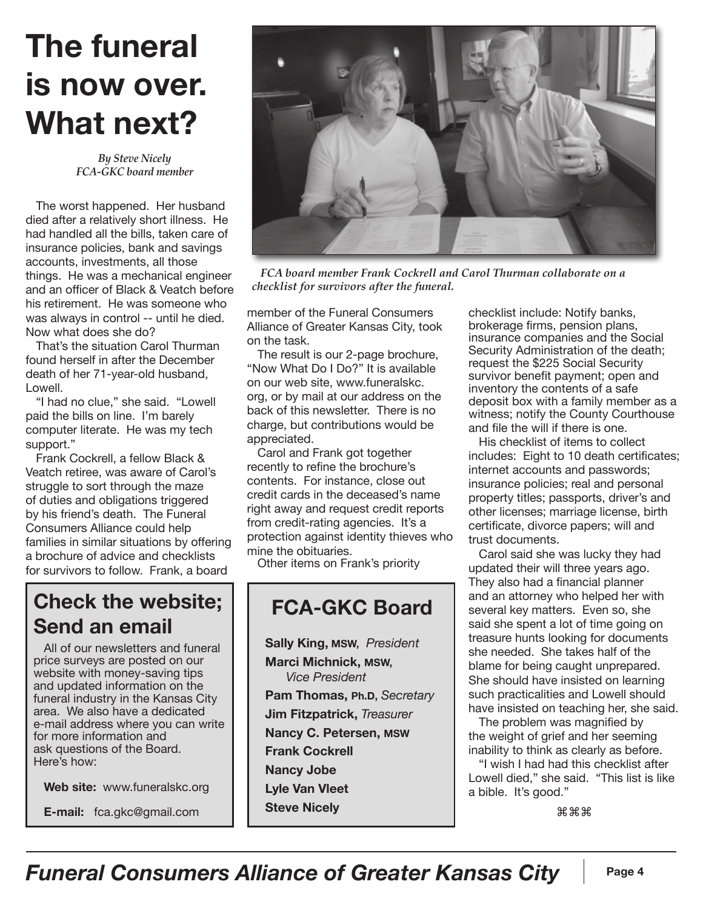# The funeral is now over. What next?

*By Steve Nicely*
*FCA-GKC board member*

The worst happened. Her husband died after a relatively short illness. He had handled all the bills, taken care of insurance policies, bank and savings accounts, investments, all those things. He was a mechanical engineer and an officer of Black & Veatch before his retirement. He was someone who was always in control -- until he died. Now what does she do?

That's the situation Carol Thurman found herself in after the December death of her 71-year-old husband, Lowell.

"I had no clue," she said. "Lowell paid the bills on line. I'm barely computer literate. He was my tech support."

Frank Cockrell, a fellow Black & Veatch retiree, was aware of Carol's struggle to sort through the maze of duties and obligations triggered by his friend's death. The Funeral Consumers Alliance could help families in similar situations by offering a brochure of advice and checklists for survivors to follow. Frank, a board member of the Funeral Consumers Alliance of Greater Kansas City, took on the task.

*FCA board member Frank Cockrell and Carol Thurman collaborate on a checklist for survivors after the funeral.*

The result is our 2-page brochure, "Now What Do I Do?" It is available on our web site, www.funeralskc.org, or by mail at our address on the back of this newsletter. There is no charge, but contributions would be appreciated.

Carol and Frank got together recently to refine the brochure's contents. For instance, close out credit cards in the deceased's name right away and request credit reports from credit-rating agencies. It's a protection against identity thieves who mine the obituaries.

Other items on Frank's priority checklist include: Notify banks, brokerage firms, pension plans, insurance companies and the Social Security Administration of the death; request the $225 Social Security survivor benefit payment; open and inventory the contents of a safe deposit box with a family member as a witness; notify the County Courthouse and file the will if there is one.

His checklist of items to collect includes: Eight to 10 death certificates; internet accounts and passwords; insurance policies; real and personal property titles; passports, driver's and other licenses; marriage license, birth certificate, divorce papers; will and trust documents.

Carol said she was lucky they had updated their will three years ago. They also had a financial planner and an attorney who helped her with several key matters. Even so, she said she spent a lot of time going on treasure hunts looking for documents she needed. She takes half of the blame for being caught unprepared. She should have insisted on learning such practicalities and Lowell should have insisted on teaching her, she said.

The problem was magnified by the weight of grief and her seeming inability to think as clearly as before.

"I wish I had had this checklist after Lowell died," she said. "This list is like a bible. It's good."

⌘⌘⌘

## Check the website; Send an email

All of our newsletters and funeral price surveys are posted on our website with money-saving tips and updated information on the funeral industry in the Kansas City area. We also have a dedicated e-mail address where you can write for more information and ask questions of the Board. Here's how:

**Web site:** www.funeralskc.org

**E-mail:** fca.gkc@gmail.com

## FCA-GKC Board

**Sally King, MSW,** *President*
**Marci Michnick, MSW,** *Vice President*
**Pam Thomas, Ph.D,** *Secretary*
**Jim Fitzpatrick,** *Treasurer*
**Nancy C. Petersen, MSW**
**Frank Cockrell**
**Nancy Jobe**
**Lyle Van Vleet**
**Steve Nicely**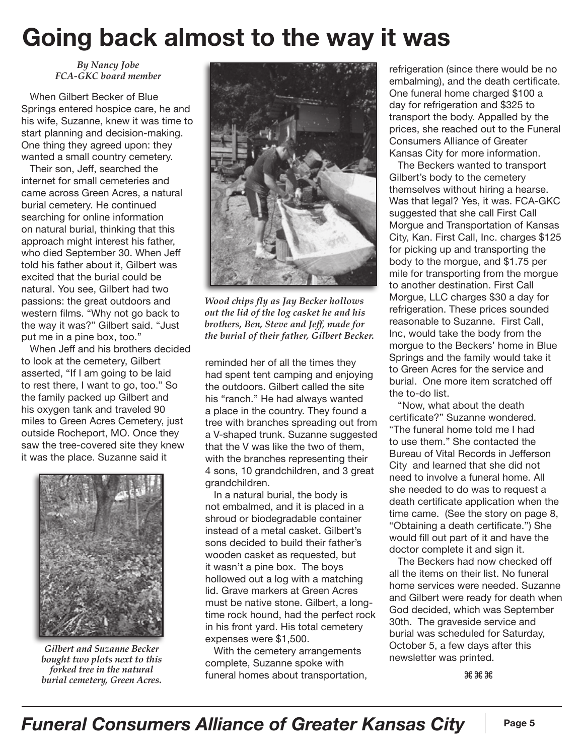# Going back almost to the way it was

*By Nancy Jobe*
*FCA-GKC board member*

When Gilbert Becker of Blue Springs entered hospice care, he and his wife, Suzanne, knew it was time to start planning and decision-making. One thing they agreed upon: they wanted a small country cemetery.

Their son, Jeff, searched the internet for small cemeteries and came across Green Acres, a natural burial cemetery. He continued searching for online information on natural burial, thinking that this approach might interest his father, who died September 30. When Jeff told his father about it, Gilbert was excited that the burial could be natural. You see, Gilbert had two passions: the great outdoors and western films. "Why not go back to the way it was?" Gilbert said. "Just put me in a pine box, too."

When Jeff and his brothers decided to look at the cemetery, Gilbert asserted, "If I am going to be laid to rest there, I want to go, too." So the family packed up Gilbert and his oxygen tank and traveled 90 miles to Green Acres Cemetery, just outside Rocheport, MO. Once they saw the tree-covered site they knew it was the place. Suzanne said it reminded her of all the times they had spent tent camping and enjoying the outdoors. Gilbert called the site his "ranch." He had always wanted a place in the country. They found a tree with branches spreading out from a V-shaped trunk. Suzanne suggested that the V was like the two of them, with the branches representing their 4 sons, 10 grandchildren, and 3 great grandchildren.

*Gilbert and Suzanne Becker bought two plots next to this forked tree in the natural burial cemetery, Green Acres.*

*Wood chips fly as Jay Becker hollows out the lid of the log casket he and his brothers, Ben, Steve and Jeff, made for the burial of their father, Gilbert Becker.*

In a natural burial, the body is not embalmed, and it is placed in a shroud or biodegradable container instead of a metal casket. Gilbert's sons decided to build their father's wooden casket as requested, but it wasn't a pine box. The boys hollowed out a log with a matching lid. Grave markers at Green Acres must be native stone. Gilbert, a long-time rock hound, had the perfect rock in his front yard. His total cemetery expenses were $1,500.

With the cemetery arrangements complete, Suzanne spoke with funeral homes about transportation, refrigeration (since there would be no embalming), and the death certificate. One funeral home charged $100 a day for refrigeration and $325 to transport the body. Appalled by the prices, she reached out to the Funeral Consumers Alliance of Greater Kansas City for more information.

The Beckers wanted to transport Gilbert's body to the cemetery themselves without hiring a hearse. Was that legal? Yes, it was. FCA-GKC suggested that she call First Call Morgue and Transportation of Kansas City, Kan. First Call, Inc. charges $125 for picking up and transporting the body to the morgue, and $1.75 per mile for transporting from the morgue to another destination. First Call Morgue, LLC charges $30 a day for refrigeration. These prices sounded reasonable to Suzanne. First Call, Inc, would take the body from the morgue to the Beckers' home in Blue Springs and the family would take it to Green Acres for the service and burial. One more item scratched off the to-do list.

"Now, what about the death certificate?" Suzanne wondered. "The funeral home told me I had to use them." She contacted the Bureau of Vital Records in Jefferson City and learned that she did not need to involve a funeral home. All she needed to do was to request a death certificate application when the time came. (See the story on page 8, "Obtaining a death certificate.") She would fill out part of it and have the doctor complete it and sign it.

The Beckers had now checked off all the items on their list. No funeral home services were needed. Suzanne and Gilbert were ready for death when God decided, which was September 30th. The graveside service and burial was scheduled for Saturday, October 5, a few days after this newsletter was printed.

⌘⌘⌘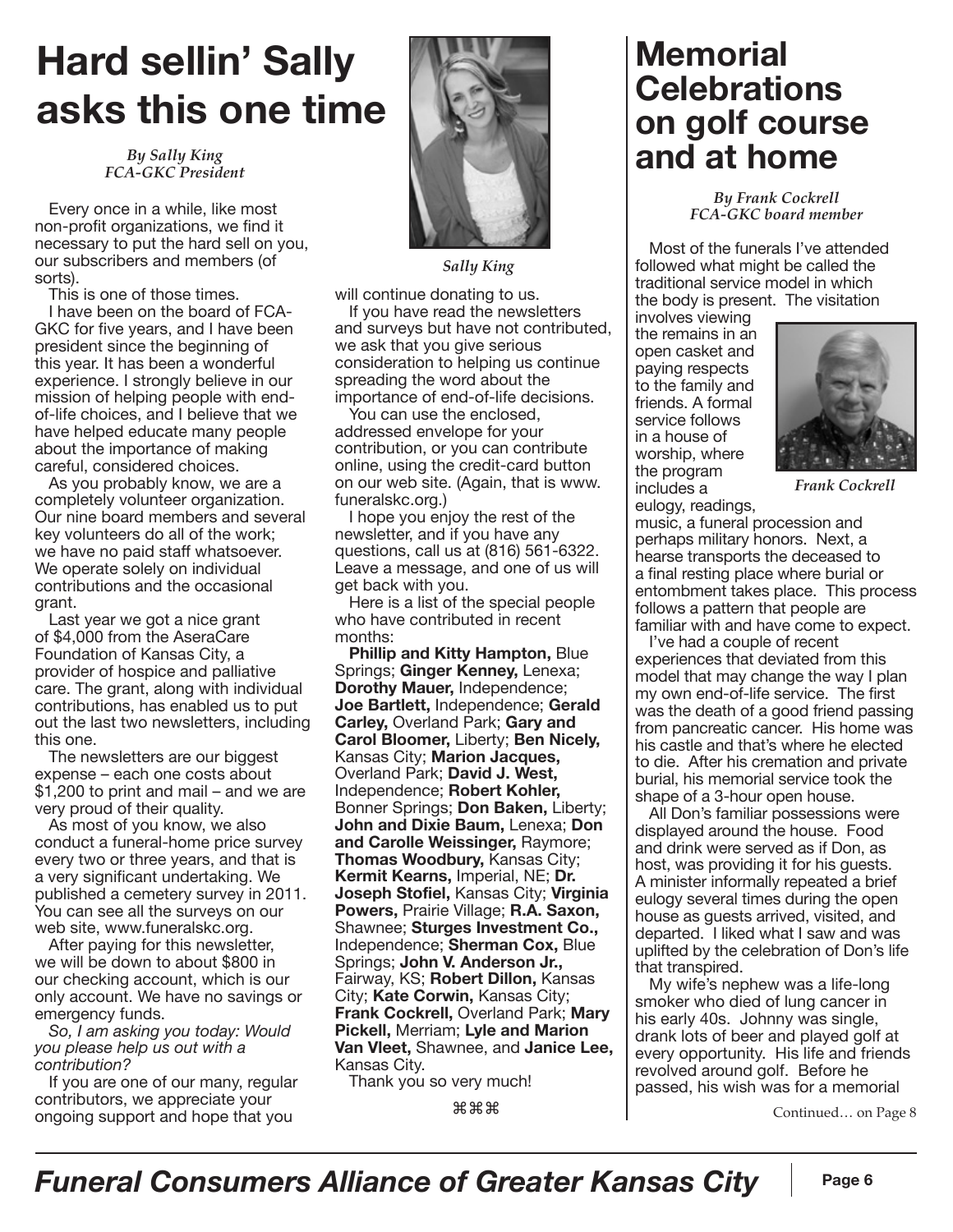# Hard sellin' Sally asks this one time

*By Sally King*
*FCA-GKC President*

Every once in a while, like most non-profit organizations, we find it necessary to put the hard sell on you, our subscribers and members (of sorts).

This is one of those times.

I have been on the board of FCA-GKC for five years, and I have been president since the beginning of this year. It has been a wonderful experience. I strongly believe in our mission of helping people with end-of-life choices, and I believe that we have helped educate many people about the importance of making careful, considered choices.

As you probably know, we are a completely volunteer organization. Our nine board members and several key volunteers do all of the work; we have no paid staff whatsoever. We operate solely on individual contributions and the occasional grant.

Last year we got a nice grant of $4,000 from the AseraCare Foundation of Kansas City, a provider of hospice and palliative care. The grant, along with individual contributions, has enabled us to put out the last two newsletters, including this one.

The newsletters are our biggest expense – each one costs about $1,200 to print and mail – and we are very proud of their quality.

As most of you know, we also conduct a funeral-home price survey every two or three years, and that is a very significant undertaking. We published a cemetery survey in 2011. You can see all the surveys on our web site, www.funeralskc.org.

After paying for this newsletter, we will be down to about $800 in our checking account, which is our only account. We have no savings or emergency funds.

*So, I am asking you today: Would you please help us out with a contribution?*

If you are one of our many, regular contributors, we appreciate your ongoing support and hope that you will continue donating to us.

*Sally King*

If you have read the newsletters and surveys but have not contributed, we ask that you give serious consideration to helping us continue spreading the word about the importance of end-of-life decisions.

You can use the enclosed, addressed envelope for your contribution, or you can contribute online, using the credit-card button on our web site. (Again, that is www.funeralskc.org.)

I hope you enjoy the rest of the newsletter, and if you have any questions, call us at (816) 561-6322. Leave a message, and one of us will get back with you.

Here is a list of the special people who have contributed in recent months:

**Phillip and Kitty Hampton,** Blue Springs; **Ginger Kenney,** Lenexa; **Dorothy Mauer,** Independence; **Joe Bartlett,** Independence; **Gerald Carley,** Overland Park; **Gary and Carol Bloomer,** Liberty; **Ben Nicely,** Kansas City; **Marion Jacques,** Overland Park; **David J. West,** Independence; **Robert Kohler,** Bonner Springs; **Don Baken,** Liberty; **John and Dixie Baum,** Lenexa; **Don and Carolle Weissinger,** Raymore; **Thomas Woodbury,** Kansas City; **Kermit Kearns,** Imperial, NE; **Dr. Joseph Stofiel,** Kansas City; **Virginia Powers,** Prairie Village; **R.A. Saxon,** Shawnee; **Sturges Investment Co.,** Independence; **Sherman Cox,** Blue Springs; **John V. Anderson Jr.,** Fairway, KS; **Robert Dillon,** Kansas City; **Kate Corwin,** Kansas City; **Frank Cockrell,** Overland Park; **Mary Pickell,** Merriam; **Lyle and Marion Van Vleet,** Shawnee, and **Janice Lee,** Kansas City.

Thank you so very much!

⌘⌘⌘

# Memorial Celebrations on golf course and at home

*By Frank Cockrell*
*FCA-GKC board member*

Most of the funerals I've attended followed what might be called the traditional service model in which the body is present. The visitation involves viewing the remains in an open casket and paying respects to the family and friends. A formal service follows in a house of worship, where the program includes a eulogy, readings, music, a funeral procession and perhaps military honors. Next, a hearse transports the deceased to a final resting place where burial or entombment takes place. This process follows a pattern that people are familiar with and have come to expect.

*Frank Cockrell*

I've had a couple of recent experiences that deviated from this model that may change the way I plan my own end-of-life service. The first was the death of a good friend passing from pancreatic cancer. His home was his castle and that's where he elected to die. After his cremation and private burial, his memorial service took the shape of a 3-hour open house.

All Don's familiar possessions were displayed around the house. Food and drink were served as if Don, as host, was providing it for his guests. A minister informally repeated a brief eulogy several times during the open house as guests arrived, visited, and departed. I liked what I saw and was uplifted by the celebration of Don's life that transpired.

My wife's nephew was a life-long smoker who died of lung cancer in his early 40s. Johnny was single, drank lots of beer and played golf at every opportunity. His life and friends revolved around golf. Before he passed, his wish was for a memorial

Continued… on Page 8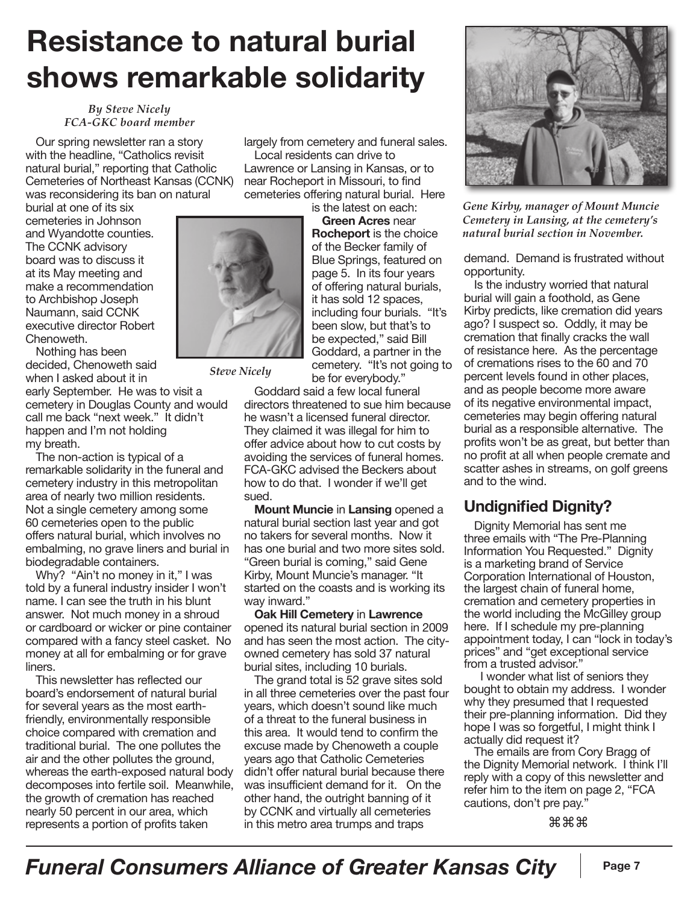# Resistance to natural burial shows remarkable solidarity

*By Steve Nicely*
*FCA-GKC board member*

Our spring newsletter ran a story with the headline, "Catholics revisit natural burial," reporting that Catholic Cemeteries of Northeast Kansas (CCNK) was reconsidering its ban on natural burial at one of its six cemeteries in Johnson and Wyandotte counties. The CCNK advisory board was to discuss it at its May meeting and make a recommendation to Archbishop Joseph Naumann, said CCNK executive director Robert Chenoweth.

*Steve Nicely*

Nothing has been decided, Chenoweth said when I asked about it in early September. He was to visit a cemetery in Douglas County and would call me back "next week." It didn't happen and I'm not holding my breath.

The non-action is typical of a remarkable solidarity in the funeral and cemetery industry in this metropolitan area of nearly two million residents. Not a single cemetery among some 60 cemeteries open to the public offers natural burial, which involves no embalming, no grave liners and burial in biodegradable containers.

Why? "Ain't no money in it," I was told by a funeral industry insider I won't name. I can see the truth in his blunt answer. Not much money in a shroud or cardboard or wicker or pine container compared with a fancy steel casket. No money at all for embalming or for grave liners.

This newsletter has reflected our board's endorsement of natural burial for several years as the most earth-friendly, environmentally responsible choice compared with cremation and traditional burial. The one pollutes the air and the other pollutes the ground, whereas the earth-exposed natural body decomposes into fertile soil. Meanwhile, the growth of cremation has reached nearly 50 percent in our area, which represents a portion of profits taken largely from cemetery and funeral sales.

Local residents can drive to Lawrence or Lansing in Kansas, or to near Rocheport in Missouri, to find cemeteries offering natural burial. Here is the latest on each:

**Green Acres** near **Rocheport** is the choice of the Becker family of Blue Springs, featured on page 5. In its four years of offering natural burials, it has sold 12 spaces, including four burials. "It's been slow, but that's to be expected," said Bill Goddard, a partner in the cemetery. "It's not going to be for everybody."

Goddard said a few local funeral directors threatened to sue him because he wasn't a licensed funeral director. They claimed it was illegal for him to offer advice about how to cut costs by avoiding the services of funeral homes. FCA-GKC advised the Beckers about how to do that. I wonder if we'll get sued.

**Mount Muncie** in **Lansing** opened a natural burial section last year and got no takers for several months. Now it has one burial and two more sites sold. "Green burial is coming," said Gene Kirby, Mount Muncie's manager. "It started on the coasts and is working its way inward."

**Oak Hill Cemetery** in **Lawrence** opened its natural burial section in 2009 and has seen the most action. The city-owned cemetery has sold 37 natural burial sites, including 10 burials.

The grand total is 52 grave sites sold in all three cemeteries over the past four years, which doesn't sound like much of a threat to the funeral business in this area. It would tend to confirm the excuse made by Chenoweth a couple years ago that Catholic Cemeteries didn't offer natural burial because there was insufficient demand for it. On the other hand, the outright banning of it by CCNK and virtually all cemeteries in this metro area trumps and traps demand. Demand is frustrated without opportunity.

*Gene Kirby, manager of Mount Muncie Cemetery in Lansing, at the cemetery's natural burial section in November.*

Is the industry worried that natural burial will gain a foothold, as Gene Kirby predicts, like cremation did years ago? I suspect so. Oddly, it may be cremation that finally cracks the wall of resistance here. As the percentage of cremations rises to the 60 and 70 percent levels found in other places, and as people become more aware of its negative environmental impact, cemeteries may begin offering natural burial as a responsible alternative. The profits won't be as great, but better than no profit at all when people cremate and scatter ashes in streams, on golf greens and to the wind.

## Undignified Dignity?

Dignity Memorial has sent me three emails with "The Pre-Planning Information You Requested." Dignity is a marketing brand of Service Corporation International of Houston, the largest chain of funeral home, cremation and cemetery properties in the world including the McGilley group here. If I schedule my pre-planning appointment today, I can "lock in today's prices" and "get exceptional service from a trusted advisor."

I wonder what list of seniors they bought to obtain my address. I wonder why they presumed that I requested their pre-planning information. Did they hope I was so forgetful, I might think I actually did request it?

The emails are from Cory Bragg of the Dignity Memorial network. I think I'll reply with a copy of this newsletter and refer him to the item on page 2, "FCA cautions, don't pre pay."

⌘⌘⌘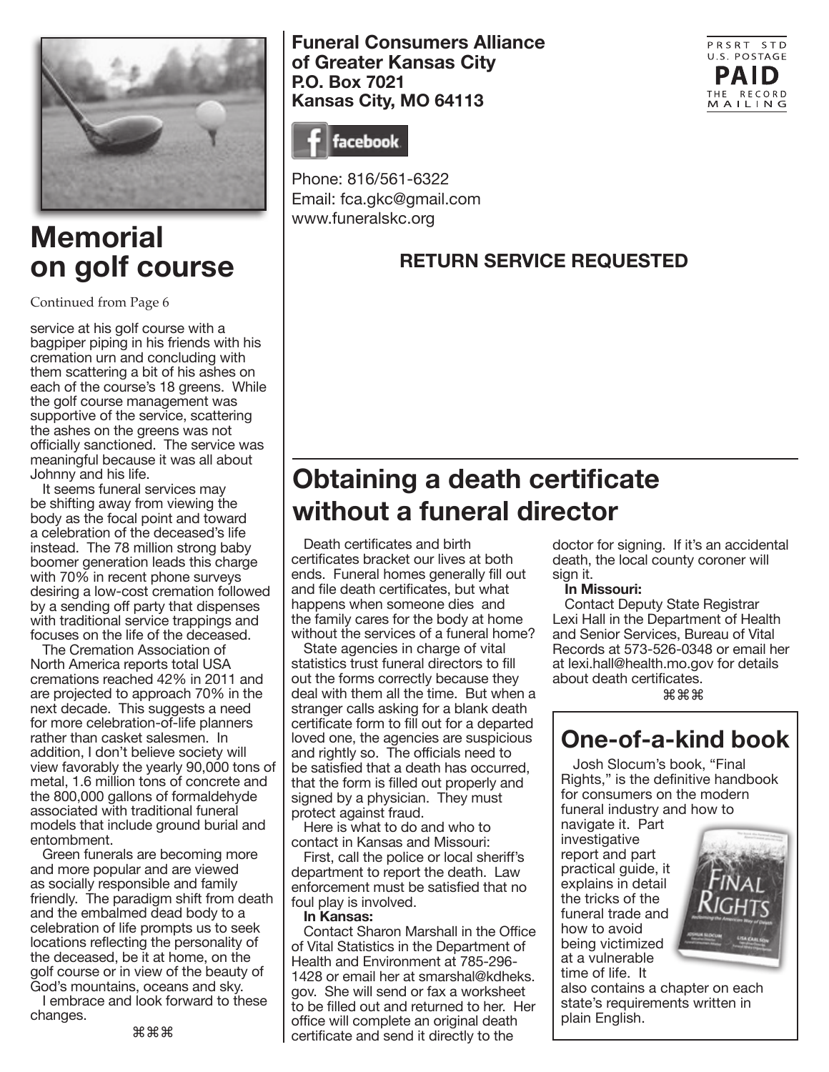# Memorial on golf course

Continued from Page 6

service at his golf course with a bagpiper piping in his friends with his cremation urn and concluding with them scattering a bit of his ashes on each of the course's 18 greens. While the golf course management was supportive of the service, scattering the ashes on the greens was not officially sanctioned. The service was meaningful because it was all about Johnny and his life.

It seems funeral services may be shifting away from viewing the body as the focal point and toward a celebration of the deceased's life instead. The 78 million strong baby boomer generation leads this charge with 70% in recent phone surveys desiring a low-cost cremation followed by a sending off party that dispenses with traditional service trappings and focuses on the life of the deceased.

The Cremation Association of North America reports total USA cremations reached 42% in 2011 and are projected to approach 70% in the next decade. This suggests a need for more celebration-of-life planners rather than casket salesmen. In addition, I don't believe society will view favorably the yearly 90,000 tons of metal, 1.6 million tons of concrete and the 800,000 gallons of formaldehyde associated with traditional funeral models that include ground burial and entombment.

Green funerals are becoming more and more popular and are viewed as socially responsible and family friendly. The paradigm shift from death and the embalmed dead body to a celebration of life prompts us to seek locations reflecting the personality of the deceased, be it at home, on the golf course or in view of the beauty of God's mountains, oceans and sky.

I embrace and look forward to these changes.

⌘⌘⌘

**Funeral Consumers Alliance of Greater Kansas City**
**P.O. Box 7021**
**Kansas City, MO 64113**

facebook

Phone: 816/561-6322
Email: fca.gkc@gmail.com
www.funeralskc.org

PRSRT STD
U.S. POSTAGE
PAID
THE RECORD MAILING

**RETURN SERVICE REQUESTED**

# Obtaining a death certificate without a funeral director

Death certificates and birth certificates bracket our lives at both ends. Funeral homes generally fill out and file death certificates, but what happens when someone dies and the family cares for the body at home without the services of a funeral home?

State agencies in charge of vital statistics trust funeral directors to fill out the forms correctly because they deal with them all the time. But when a stranger calls asking for a blank death certificate form to fill out for a departed loved one, the agencies are suspicious and rightly so. The officials need to be satisfied that a death has occurred, that the form is filled out properly and signed by a physician. They must protect against fraud.

Here is what to do and who to contact in Kansas and Missouri:

First, call the police or local sheriff's department to report the death. Law enforcement must be satisfied that no foul play is involved.

**In Kansas:**

Contact Sharon Marshall in the Office of Vital Statistics in the Department of Health and Environment at 785-296-1428 or email her at smarshal@kdheks.gov. She will send or fax a worksheet to be filled out and returned to her. Her office will complete an original death certificate and send it directly to the doctor for signing. If it's an accidental death, the local county coroner will sign it.

**In Missouri:**

Contact Deputy State Registrar Lexi Hall in the Department of Health and Senior Services, Bureau of Vital Records at 573-526-0348 or email her at lexi.hall@health.mo.gov for details about death certificates.

⌘⌘⌘

## One-of-a-kind book

Josh Slocum's book, "Final Rights," is the definitive handbook for consumers on the modern funeral industry and how to navigate it. Part investigative report and part practical guide, it explains in detail the tricks of the funeral trade and how to avoid being victimized at a vulnerable time of life. It also contains a chapter on each state's requirements written in plain English.